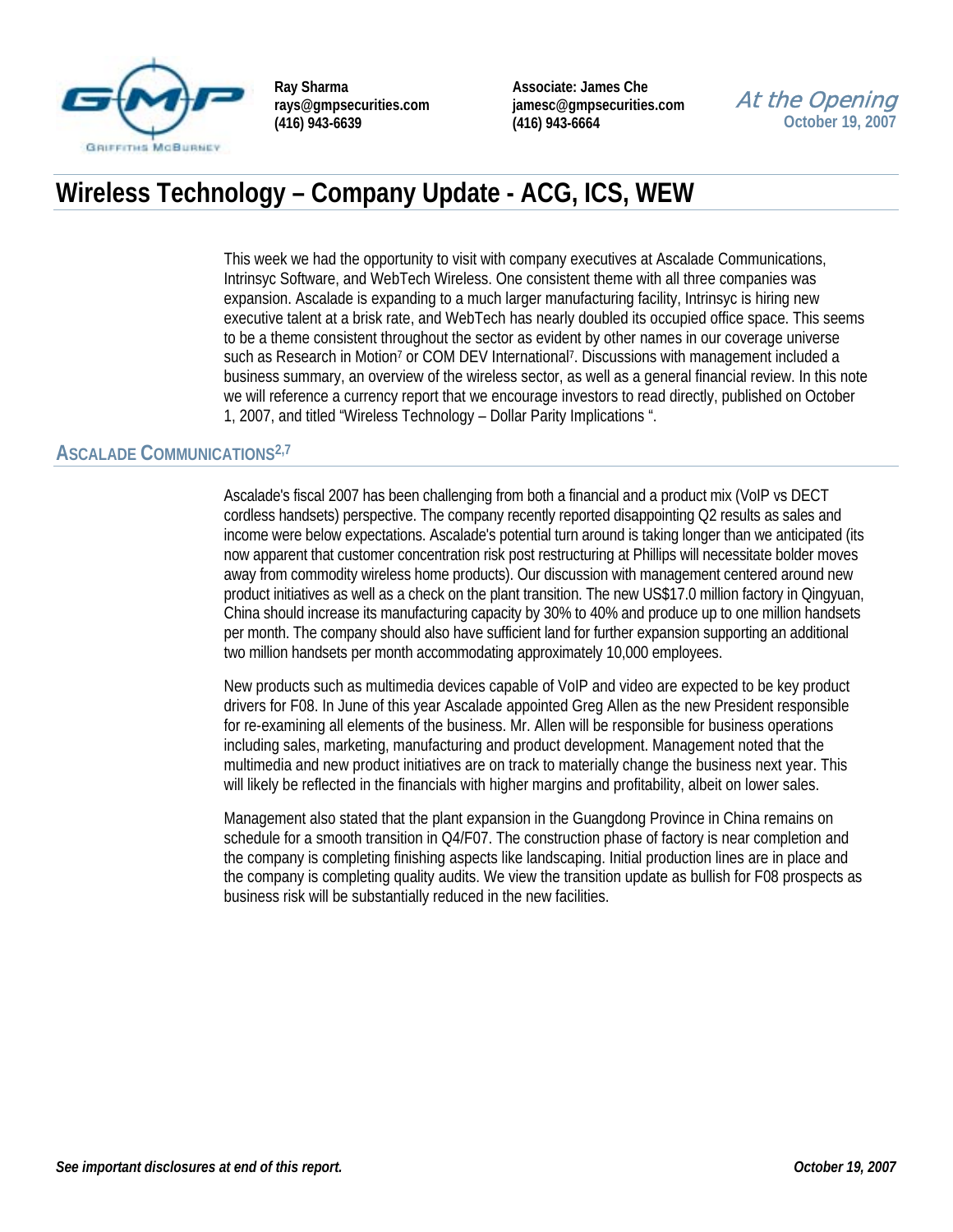Ray Sharma
rays@gmpsecurities.com
(416) 943-6639

Associate: James Che
jamesc@gmpsecurities.com
(416) 943-6664

*At the Opening*
**October 19, 2007**

# Wireless Technology – Company Update - ACG, ICS, WEW

This week we had the opportunity to visit with company executives at Ascalade Communications, Intrinsyc Software, and WebTech Wireless. One consistent theme with all three companies was expansion. Ascalade is expanding to a much larger manufacturing facility, Intrinsyc is hiring new executive talent at a brisk rate, and WebTech has nearly doubled its occupied office space. This seems to be a theme consistent throughout the sector as evident by other names in our coverage universe such as Research in Motion[7] or COM DEV International[7]. Discussions with management included a business summary, an overview of the wireless sector, as well as a general financial review. In this note we will reference a currency report that we encourage investors to read directly, published on October 1, 2007, and titled "Wireless Technology – Dollar Parity Implications ".

## ASCALADE COMMUNICATIONS[2,7]

Ascalade's fiscal 2007 has been challenging from both a financial and a product mix (VoIP vs DECT cordless handsets) perspective. The company recently reported disappointing Q2 results as sales and income were below expectations. Ascalade's potential turn around is taking longer than we anticipated (its now apparent that customer concentration risk post restructuring at Phillips will necessitate bolder moves away from commodity wireless home products). Our discussion with management centered around new product initiatives as well as a check on the plant transition. The new US$17.0 million factory in Qingyuan, China should increase its manufacturing capacity by 30% to 40% and produce up to one million handsets per month. The company should also have sufficient land for further expansion supporting an additional two million handsets per month accommodating approximately 10,000 employees.

New products such as multimedia devices capable of VoIP and video are expected to be key product drivers for F08. In June of this year Ascalade appointed Greg Allen as the new President responsible for re-examining all elements of the business. Mr. Allen will be responsible for business operations including sales, marketing, manufacturing and product development. Management noted that the multimedia and new product initiatives are on track to materially change the business next year. This will likely be reflected in the financials with higher margins and profitability, albeit on lower sales.

Management also stated that the plant expansion in the Guangdong Province in China remains on schedule for a smooth transition in Q4/F07. The construction phase of factory is near completion and the company is completing finishing aspects like landscaping. Initial production lines are in place and the company is completing quality audits. We view the transition update as bullish for F08 prospects as business risk will be substantially reduced in the new facilities.

*See important disclosures at end of this report.*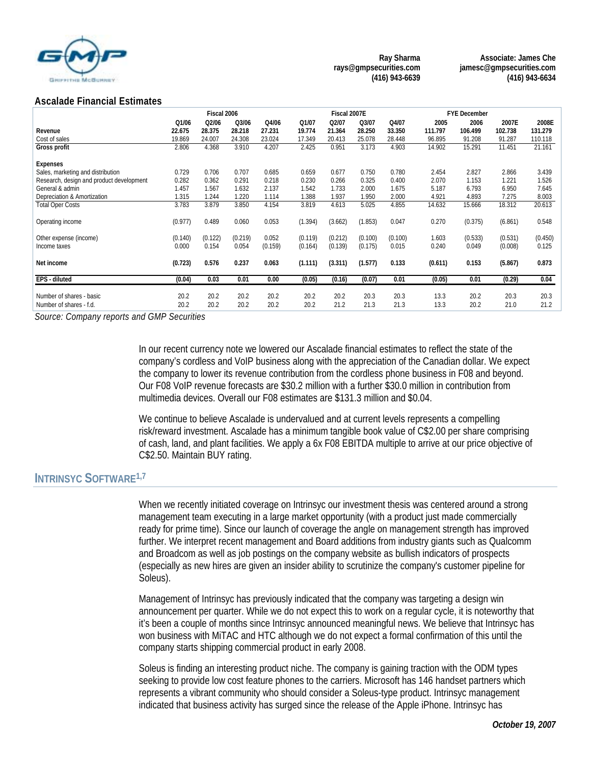## Ascalade Financial Estimates

| | Fiscal 2006 | | | | Fiscal 2007E | | | | FYE December | | | |
|---|---|---|---|---|---|---|---|---|---|---|---|---|
| | Q1/06 | Q2/06 | Q3/06 | Q4/06 | Q1/07 | Q2/07 | Q3/07 | Q4/07 | 2005 | 2006 | 2007E | 2008E |
| **Revenue** | **22.675** | **28.375** | **28.218** | **27.231** | **19.774** | **21.364** | **28.250** | **33.350** | **111.797** | **106.499** | **102.738** | **131.279** |
| Cost of sales | 19.869 | 24.007 | 24.308 | 23.024 | 17.349 | 20.413 | 25.078 | 28.448 | 96.895 | 91.208 | 91.287 | 110.118 |
| **Gross profit** | 2.806 | 4.368 | 3.910 | 4.207 | 2.425 | 0.951 | 3.173 | 4.903 | 14.902 | 15.291 | 11.451 | 21.161 |
| **Expenses** | | | | | | | | | | | | |
| Sales, marketing and distribution | 0.729 | 0.706 | 0.707 | 0.685 | 0.659 | 0.677 | 0.750 | 0.780 | 2.454 | 2.827 | 2.866 | 3.439 |
| Research, design and product development | 0.282 | 0.362 | 0.291 | 0.218 | 0.230 | 0.266 | 0.325 | 0.400 | 2.070 | 1.153 | 1.221 | 1.526 |
| General & admin | 1.457 | 1.567 | 1.632 | 2.137 | 1.542 | 1.733 | 2.000 | 1.675 | 5.187 | 6.793 | 6.950 | 7.645 |
| Depreciation & Amortization | 1.315 | 1.244 | 1.220 | 1.114 | 1.388 | 1.937 | 1.950 | 2.000 | 4.921 | 4.893 | 7.275 | 8.003 |
| Total Oper Costs | 3.783 | 3.879 | 3.850 | 4.154 | 3.819 | 4.613 | 5.025 | 4.855 | 14.632 | 15.666 | 18.312 | 20.613 |
| Operating income | (0.977) | 0.489 | 0.060 | 0.053 | (1.394) | (3.662) | (1.853) | 0.047 | 0.270 | (0.375) | (6.861) | 0.548 |
| Other expense (income) | (0.140) | (0.122) | (0.219) | 0.052 | (0.119) | (0.212) | (0.100) | (0.100) | 1.603 | (0.533) | (0.531) | (0.450) |
| Income taxes | 0.000 | 0.154 | 0.054 | (0.159) | (0.164) | (0.139) | (0.175) | 0.015 | 0.240 | 0.049 | (0.008) | 0.125 |
| **Net income** | **(0.723)** | **0.576** | **0.237** | **0.063** | **(1.111)** | **(3.311)** | **(1.577)** | **0.133** | **(0.611)** | **0.153** | **(5.867)** | **0.873** |
| **EPS - diluted** | **(0.04)** | **0.03** | **0.01** | **0.00** | **(0.05)** | **(0.16)** | **(0.07)** | **0.01** | **(0.05)** | **0.01** | **(0.29)** | **0.04** |
| Number of shares - basic | 20.2 | 20.2 | 20.2 | 20.2 | 20.2 | 20.2 | 20.3 | 20.3 | 13.3 | 20.2 | 20.3 | 20.3 |
| Number of shares - f.d. | 20.2 | 20.2 | 20.2 | 20.2 | 20.2 | 21.2 | 21.3 | 21.3 | 13.3 | 20.2 | 21.0 | 21.2 |

*Source: Company reports and GMP Securities*

In our recent currency note we lowered our Ascalade financial estimates to reflect the state of the company's cordless and VoIP business along with the appreciation of the Canadian dollar. We expect the company to lower its revenue contribution from the cordless phone business in F08 and beyond. Our F08 VoIP revenue forecasts are $30.2 million with a further $30.0 million in contribution from multimedia devices. Overall our F08 estimates are $131.3 million and $0.04.

We continue to believe Ascalade is undervalued and at current levels represents a compelling risk/reward investment. Ascalade has a minimum tangible book value of C$2.00 per share comprising of cash, land, and plant facilities. We apply a 6x F08 EBITDA multiple to arrive at our price objective of C$2.50. Maintain BUY rating.

## INTRINSYC SOFTWARE[1,7]

When we recently initiated coverage on Intrinsyc our investment thesis was centered around a strong management team executing in a large market opportunity (with a product just made commercially ready for prime time). Since our launch of coverage the angle on management strength has improved further. We interpret recent management and Board additions from industry giants such as Qualcomm and Broadcom as well as job postings on the company website as bullish indicators of prospects (especially as new hires are given an insider ability to scrutinize the company's customer pipeline for Soleus).

Management of Intrinsyc has previously indicated that the company was targeting a design win announcement per quarter. While we do not expect this to work on a regular cycle, it is noteworthy that it's been a couple of months since Intrinsyc announced meaningful news. We believe that Intrinsyc has won business with MiTAC and HTC although we do not expect a formal confirmation of this until the company starts shipping commercial product in early 2008.

Soleus is finding an interesting product niche. The company is gaining traction with the ODM types seeking to provide low cost feature phones to the carriers. Microsoft has 146 handset partners which represents a vibrant community who should consider a Soleus-type product. Intrinsyc management indicated that business activity has surged since the release of the Apple iPhone. Intrinsyc has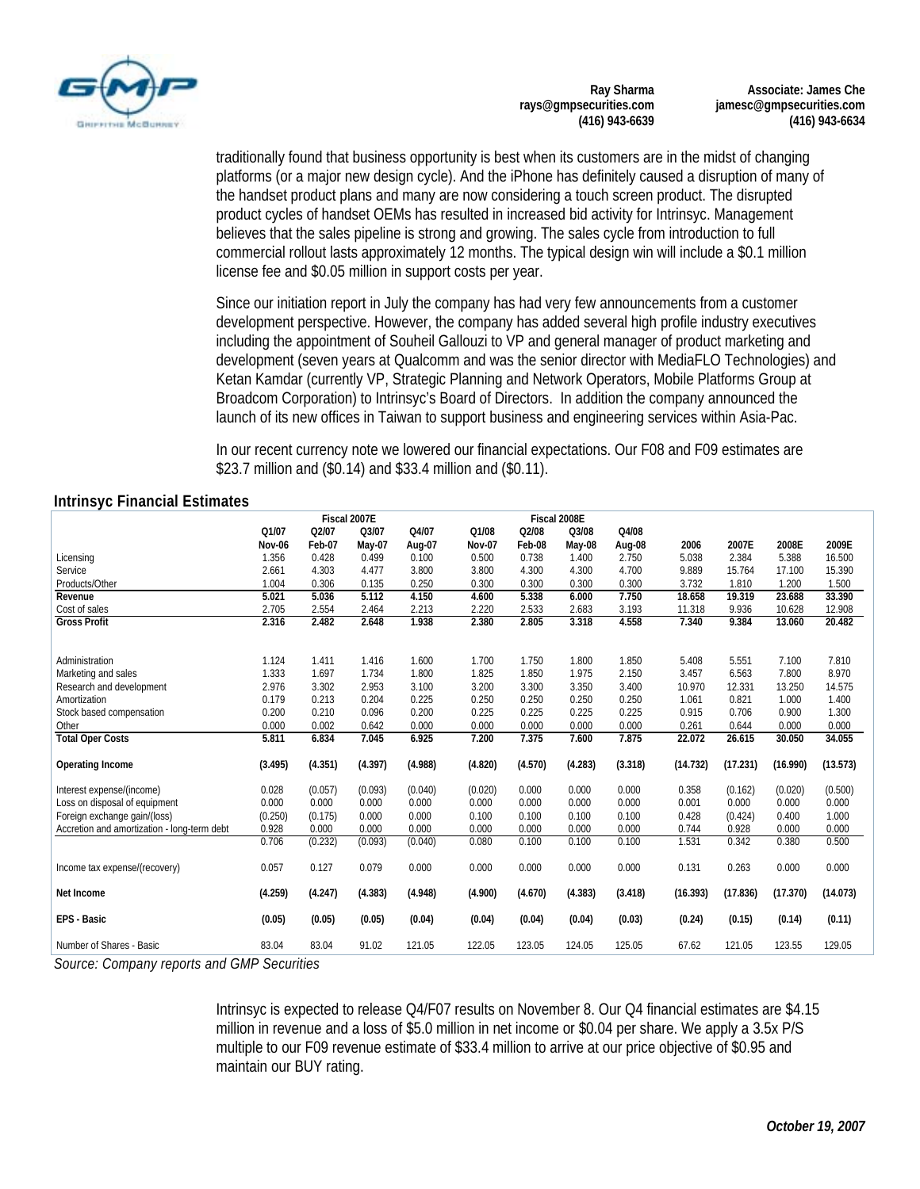traditionally found that business opportunity is best when its customers are in the midst of changing platforms (or a major new design cycle). And the iPhone has definitely caused a disruption of many of the handset product plans and many are now considering a touch screen product. The disrupted product cycles of handset OEMs has resulted in increased bid activity for Intrinsyc. Management believes that the sales pipeline is strong and growing. The sales cycle from introduction to full commercial rollout lasts approximately 12 months. The typical design win will include a $0.1 million license fee and $0.05 million in support costs per year.

Since our initiation report in July the company has had very few announcements from a customer development perspective. However, the company has added several high profile industry executives including the appointment of Souheil Gallouzi to VP and general manager of product marketing and development (seven years at Qualcomm and was the senior director with MediaFLO Technologies) and Ketan Kamdar (currently VP, Strategic Planning and Network Operators, Mobile Platforms Group at Broadcom Corporation) to Intrinsyc's Board of Directors. In addition the company announced the launch of its new offices in Taiwan to support business and engineering services within Asia-Pac.

In our recent currency note we lowered our financial expectations. Our F08 and F09 estimates are $23.7 million and ($0.14) and $33.4 million and ($0.11).

## Intrinsyc Financial Estimates

| | Fiscal 2007E | | | | Fiscal 2008E | | | | | | | |
|---|---|---|---|---|---|---|---|---|---|---|---|---|
| | Q1/07 Nov-06 | Q2/07 Feb-07 | Q3/07 May-07 | Q4/07 Aug-07 | Q1/08 Nov-07 | Q2/08 Feb-08 | Q3/08 May-08 | Q4/08 Aug-08 | 2006 | 2007E | 2008E | 2009E |
| Licensing | 1.356 | 0.428 | 0.499 | 0.100 | 0.500 | 0.738 | 1.400 | 2.750 | 5.038 | 2.384 | 5.388 | 16.500 |
| Service | 2.661 | 4.303 | 4.477 | 3.800 | 3.800 | 4.300 | 4.300 | 4.700 | 9.889 | 15.764 | 17.100 | 15.390 |
| Products/Other | 1.004 | 0.306 | 0.135 | 0.250 | 0.300 | 0.300 | 0.300 | 0.300 | 3.732 | 1.810 | 1.200 | 1.500 |
| **Revenue** | **5.021** | **5.036** | **5.112** | **4.150** | **4.600** | **5.338** | **6.000** | **7.750** | **18.658** | **19.319** | **23.688** | **33.390** |
| Cost of sales | 2.705 | 2.554 | 2.464 | 2.213 | 2.220 | 2.533 | 2.683 | 3.193 | 11.318 | 9.936 | 10.628 | 12.908 |
| **Gross Profit** | **2.316** | **2.482** | **2.648** | **1.938** | **2.380** | **2.805** | **3.318** | **4.558** | **7.340** | **9.384** | **13.060** | **20.482** |
| Administration | 1.124 | 1.411 | 1.416 | 1.600 | 1.700 | 1.750 | 1.800 | 1.850 | 5.408 | 5.551 | 7.100 | 7.810 |
| Marketing and sales | 1.333 | 1.697 | 1.734 | 1.800 | 1.825 | 1.850 | 1.975 | 2.150 | 3.457 | 6.563 | 7.800 | 8.970 |
| Research and development | 2.976 | 3.302 | 2.953 | 3.100 | 3.200 | 3.300 | 3.350 | 3.400 | 10.970 | 12.331 | 13.250 | 14.575 |
| Amortization | 0.179 | 0.213 | 0.204 | 0.225 | 0.250 | 0.250 | 0.250 | 0.250 | 1.061 | 0.821 | 1.000 | 1.400 |
| Stock based compensation | 0.200 | 0.210 | 0.096 | 0.200 | 0.225 | 0.225 | 0.225 | 0.225 | 0.915 | 0.706 | 0.900 | 1.300 |
| Other | 0.000 | 0.002 | 0.642 | 0.000 | 0.000 | 0.000 | 0.000 | 0.000 | 0.261 | 0.644 | 0.000 | 0.000 |
| **Total Oper Costs** | **5.811** | **6.834** | **7.045** | **6.925** | **7.200** | **7.375** | **7.600** | **7.875** | **22.072** | **26.615** | **30.050** | **34.055** |
| **Operating Income** | **(3.495)** | **(4.351)** | **(4.397)** | **(4.988)** | **(4.820)** | **(4.570)** | **(4.283)** | **(3.318)** | **(14.732)** | **(17.231)** | **(16.990)** | **(13.573)** |
| Interest expense/(income) | 0.028 | (0.057) | (0.093) | (0.040) | (0.020) | 0.000 | 0.000 | 0.000 | 0.358 | (0.162) | (0.020) | (0.500) |
| Loss on disposal of equipment | 0.000 | 0.000 | 0.000 | 0.000 | 0.000 | 0.000 | 0.000 | 0.000 | 0.001 | 0.000 | 0.000 | 0.000 |
| Foreign exchange gain/(loss) | (0.250) | (0.175) | 0.000 | 0.000 | 0.100 | 0.100 | 0.100 | 0.100 | 0.428 | (0.424) | 0.400 | 1.000 |
| Accretion and amortization - long-term debt | 0.928 | 0.000 | 0.000 | 0.000 | 0.000 | 0.000 | 0.000 | 0.000 | 0.744 | 0.928 | 0.000 | 0.000 |
| | 0.706 | (0.232) | (0.093) | (0.040) | 0.080 | 0.100 | 0.100 | 0.100 | 1.531 | 0.342 | 0.380 | 0.500 |
| Income tax expense/(recovery) | 0.057 | 0.127 | 0.079 | 0.000 | 0.000 | 0.000 | 0.000 | 0.000 | 0.131 | 0.263 | 0.000 | 0.000 |
| **Net Income** | **(4.259)** | **(4.247)** | **(4.383)** | **(4.948)** | **(4.900)** | **(4.670)** | **(4.383)** | **(3.418)** | **(16.393)** | **(17.836)** | **(17.370)** | **(14.073)** |
| **EPS - Basic** | **(0.05)** | **(0.05)** | **(0.05)** | **(0.04)** | **(0.04)** | **(0.04)** | **(0.04)** | **(0.03)** | **(0.24)** | **(0.15)** | **(0.14)** | **(0.11)** |
| Number of Shares - Basic | 83.04 | 83.04 | 91.02 | 121.05 | 122.05 | 123.05 | 124.05 | 125.05 | 67.62 | 121.05 | 123.55 | 129.05 |

*Source: Company reports and GMP Securities*

Intrinsyc is expected to release Q4/F07 results on November 8. Our Q4 financial estimates are $4.15 million in revenue and a loss of $5.0 million in net income or $0.04 per share. We apply a 3.5x P/S multiple to our F09 revenue estimate of $33.4 million to arrive at our price objective of $0.95 and maintain our BUY rating.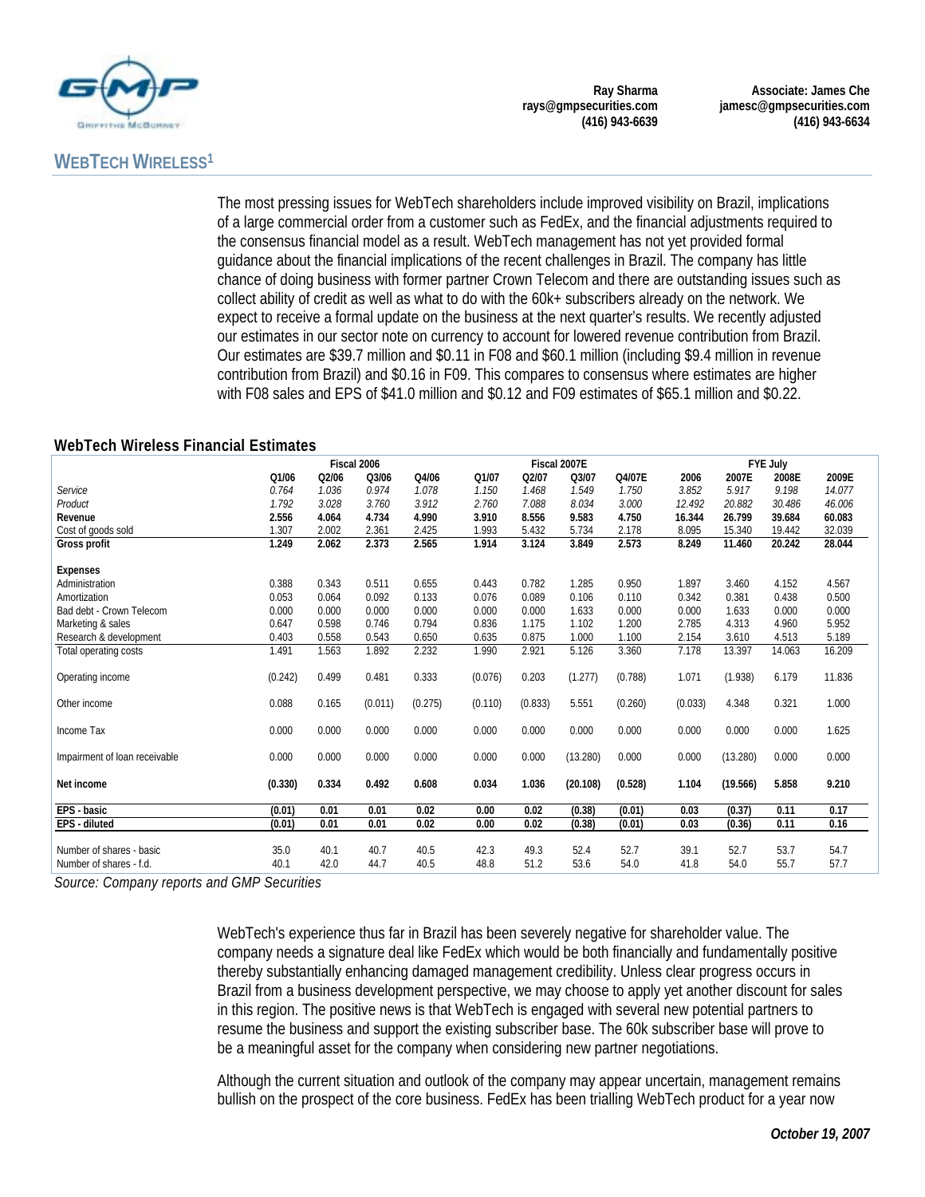Ray Sharma
rays@gmpsecurities.com
(416) 943-6639

Associate: James Che
jamesc@gmpsecurities.com
(416) 943-6634

## WEBTECH WIRELESS[1]

The most pressing issues for WebTech shareholders include improved visibility on Brazil, implications of a large commercial order from a customer such as FedEx, and the financial adjustments required to the consensus financial model as a result. WebTech management has not yet provided formal guidance about the financial implications of the recent challenges in Brazil. The company has little chance of doing business with former partner Crown Telecom and there are outstanding issues such as collect ability of credit as well as what to do with the 60k+ subscribers already on the network. We expect to receive a formal update on the business at the next quarter's results. We recently adjusted our estimates in our sector note on currency to account for lowered revenue contribution from Brazil. Our estimates are $39.7 million and $0.11 in F08 and $60.1 million (including $9.4 million in revenue contribution from Brazil) and $0.16 in F09. This compares to consensus where estimates are higher with F08 sales and EPS of $41.0 million and $0.12 and F09 estimates of $65.1 million and $0.22.

### WebTech Wireless Financial Estimates

| | Fiscal 2006 | | | | Fiscal 2007E | | | | FYE July | | | |
|---|---|---|---|---|---|---|---|---|---|---|---|---|
| | Q1/06 | Q2/06 | Q3/06 | Q4/06 | Q1/07 | Q2/07 | Q3/07 | Q4/07E | 2006 | 2007E | 2008E | 2009E |
| *Service* | *0.764* | *1.036* | *0.974* | *1.078* | *1.150* | *1.468* | *1.549* | *1.750* | *3.852* | *5.917* | *9.198* | *14.077* |
| *Product* | *1.792* | *3.028* | *3.760* | *3.912* | *2.760* | *7.088* | *8.034* | *3.000* | *12.492* | *20.882* | *30.486* | *46.006* |
| **Revenue** | **2.556** | **4.064** | **4.734** | **4.990** | **3.910** | **8.556** | **9.583** | **4.750** | **16.344** | **26.799** | **39.684** | **60.083** |
| Cost of goods sold | 1.307 | 2.002 | 2.361 | 2.425 | 1.993 | 5.432 | 5.734 | 2.178 | 8.095 | 15.340 | 19.442 | 32.039 |
| **Gross profit** | **1.249** | **2.062** | **2.373** | **2.565** | **1.914** | **3.124** | **3.849** | **2.573** | **8.249** | **11.460** | **20.242** | **28.044** |
| **Expenses** | | | | | | | | | | | | |
| Administration | 0.388 | 0.343 | 0.511 | 0.655 | 0.443 | 0.782 | 1.285 | 0.950 | 1.897 | 3.460 | 4.152 | 4.567 |
| Amortization | 0.053 | 0.064 | 0.092 | 0.133 | 0.076 | 0.089 | 0.106 | 0.110 | 0.342 | 0.381 | 0.438 | 0.500 |
| Bad debt - Crown Telecom | 0.000 | 0.000 | 0.000 | 0.000 | 0.000 | 0.000 | 1.633 | 0.000 | 0.000 | 1.633 | 0.000 | 0.000 |
| Marketing & sales | 0.647 | 0.598 | 0.746 | 0.794 | 0.836 | 1.175 | 1.102 | 1.200 | 2.785 | 4.313 | 4.960 | 5.952 |
| Research & development | 0.403 | 0.558 | 0.543 | 0.650 | 0.635 | 0.875 | 1.000 | 1.100 | 2.154 | 3.610 | 4.513 | 5.189 |
| Total operating costs | 1.491 | 1.563 | 1.892 | 2.232 | 1.990 | 2.921 | 5.126 | 3.360 | 7.178 | 13.397 | 14.063 | 16.209 |
| Operating income | (0.242) | 0.499 | 0.481 | 0.333 | (0.076) | 0.203 | (1.277) | (0.788) | 1.071 | (1.938) | 6.179 | 11.836 |
| Other income | 0.088 | 0.165 | (0.011) | (0.275) | (0.110) | (0.833) | 5.551 | (0.260) | (0.033) | 4.348 | 0.321 | 1.000 |
| Income Tax | 0.000 | 0.000 | 0.000 | 0.000 | 0.000 | 0.000 | 0.000 | 0.000 | 0.000 | 0.000 | 0.000 | 1.625 |
| Impairment of loan receivable | 0.000 | 0.000 | 0.000 | 0.000 | 0.000 | 0.000 | (13.280) | 0.000 | 0.000 | (13.280) | 0.000 | 0.000 |
| **Net income** | **(0.330)** | **0.334** | **0.492** | **0.608** | **0.034** | **1.036** | **(20.108)** | **(0.528)** | **1.104** | **(19.566)** | **5.858** | **9.210** |
| **EPS - basic** | **(0.01)** | **0.01** | **0.01** | **0.02** | **0.00** | **0.02** | **(0.38)** | **(0.01)** | **0.03** | **(0.37)** | **0.11** | **0.17** |
| **EPS - diluted** | **(0.01)** | **0.01** | **0.01** | **0.02** | **0.00** | **0.02** | **(0.38)** | **(0.01)** | **0.03** | **(0.36)** | **0.11** | **0.16** |
| Number of shares - basic | 35.0 | 40.1 | 40.7 | 40.5 | 42.3 | 49.3 | 52.4 | 52.7 | 39.1 | 52.7 | 53.7 | 54.7 |
| Number of shares - f.d. | 40.1 | 42.0 | 44.7 | 40.5 | 48.8 | 51.2 | 53.6 | 54.0 | 41.8 | 54.0 | 55.7 | 57.7 |

*Source: Company reports and GMP Securities*

WebTech's experience thus far in Brazil has been severely negative for shareholder value. The company needs a signature deal like FedEx which would be both financially and fundamentally positive thereby substantially enhancing damaged management credibility. Unless clear progress occurs in Brazil from a business development perspective, we may choose to apply yet another discount for sales in this region. The positive news is that WebTech is engaged with several new potential partners to resume the business and support the existing subscriber base. The 60k subscriber base will prove to be a meaningful asset for the company when considering new partner negotiations.

Although the current situation and outlook of the company may appear uncertain, management remains bullish on the prospect of the core business. FedEx has been trialling WebTech product for a year now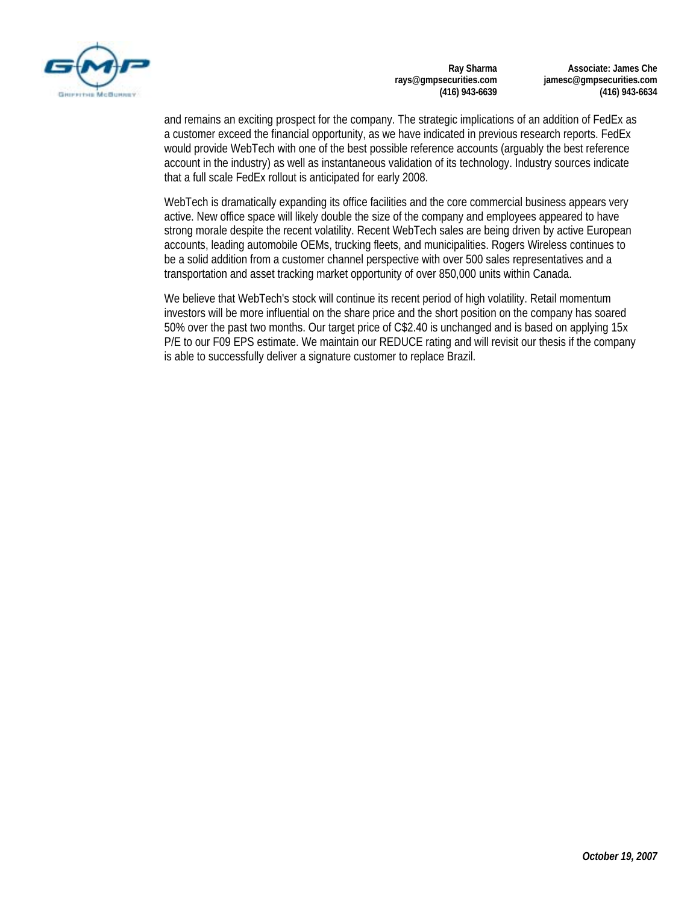and remains an exciting prospect for the company. The strategic implications of an addition of FedEx as a customer exceed the financial opportunity, as we have indicated in previous research reports. FedEx would provide WebTech with one of the best possible reference accounts (arguably the best reference account in the industry) as well as instantaneous validation of its technology. Industry sources indicate that a full scale FedEx rollout is anticipated for early 2008.

WebTech is dramatically expanding its office facilities and the core commercial business appears very active. New office space will likely double the size of the company and employees appeared to have strong morale despite the recent volatility. Recent WebTech sales are being driven by active European accounts, leading automobile OEMs, trucking fleets, and municipalities. Rogers Wireless continues to be a solid addition from a customer channel perspective with over 500 sales representatives and a transportation and asset tracking market opportunity of over 850,000 units within Canada.

We believe that WebTech's stock will continue its recent period of high volatility. Retail momentum investors will be more influential on the share price and the short position on the company has soared 50% over the past two months. Our target price of C$2.40 is unchanged and is based on applying 15x P/E to our F09 EPS estimate. We maintain our REDUCE rating and will revisit our thesis if the company is able to successfully deliver a signature customer to replace Brazil.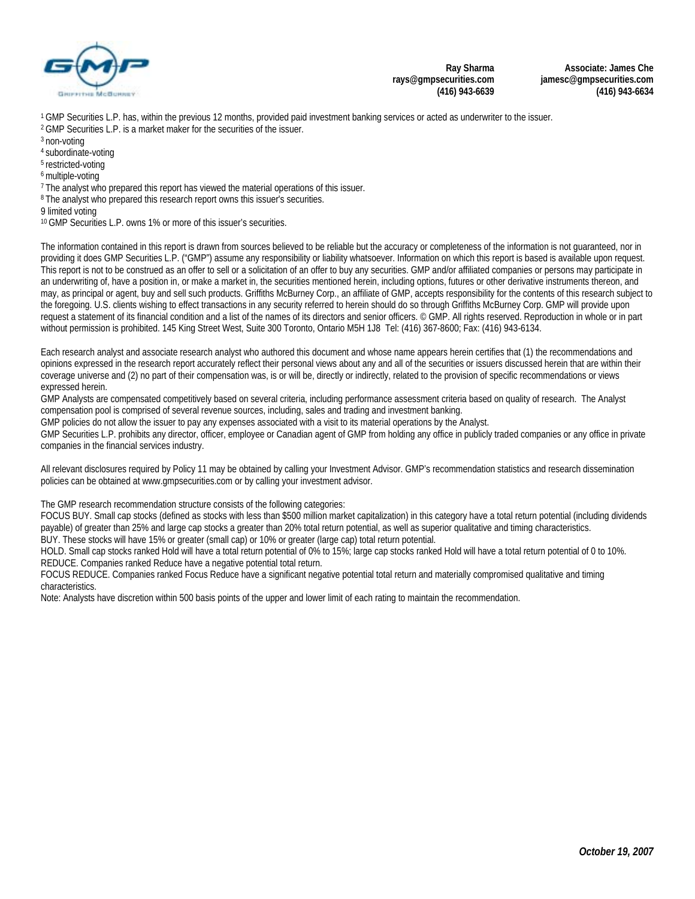Ray Sharma
rays@gmpsecurities.com
(416) 943-6639

Associate: James Che
jamesc@gmpsecurities.com
(416) 943-6634

[1] GMP Securities L.P. has, within the previous 12 months, provided paid investment banking services or acted as underwriter to the issuer.
[2] GMP Securities L.P. is a market maker for the securities of the issuer.
[3] non-voting
[4] subordinate-voting
[5] restricted-voting
[6] multiple-voting
[7] The analyst who prepared this report has viewed the material operations of this issuer.
[8] The analyst who prepared this research report owns this issuer's securities.
9 limited voting
[10] GMP Securities L.P. owns 1% or more of this issuer's securities.

The information contained in this report is drawn from sources believed to be reliable but the accuracy or completeness of the information is not guaranteed, nor in providing it does GMP Securities L.P. ("GMP") assume any responsibility or liability whatsoever. Information on which this report is based is available upon request. This report is not to be construed as an offer to sell or a solicitation of an offer to buy any securities. GMP and/or affiliated companies or persons may participate in an underwriting of, have a position in, or make a market in, the securities mentioned herein, including options, futures or other derivative instruments thereon, and may, as principal or agent, buy and sell such products. Griffiths McBurney Corp., an affiliate of GMP, accepts responsibility for the contents of this research subject to the foregoing. U.S. clients wishing to effect transactions in any security referred to herein should do so through Griffiths McBurney Corp. GMP will provide upon request a statement of its financial condition and a list of the names of its directors and senior officers. © GMP. All rights reserved. Reproduction in whole or in part without permission is prohibited. 145 King Street West, Suite 300 Toronto, Ontario M5H 1J8 Tel: (416) 367-8600; Fax: (416) 943-6134.

Each research analyst and associate research analyst who authored this document and whose name appears herein certifies that (1) the recommendations and opinions expressed in the research report accurately reflect their personal views about any and all of the securities or issuers discussed herein that are within their coverage universe and (2) no part of their compensation was, is or will be, directly or indirectly, related to the provision of specific recommendations or views expressed herein.
GMP Analysts are compensated competitively based on several criteria, including performance assessment criteria based on quality of research. The Analyst compensation pool is comprised of several revenue sources, including, sales and trading and investment banking.
GMP policies do not allow the issuer to pay any expenses associated with a visit to its material operations by the Analyst.
GMP Securities L.P. prohibits any director, officer, employee or Canadian agent of GMP from holding any office in publicly traded companies or any office in private companies in the financial services industry.

All relevant disclosures required by Policy 11 may be obtained by calling your Investment Advisor. GMP's recommendation statistics and research dissemination policies can be obtained at www.gmpsecurities.com or by calling your investment advisor.

The GMP research recommendation structure consists of the following categories:
FOCUS BUY. Small cap stocks (defined as stocks with less than $500 million market capitalization) in this category have a total return potential (including dividends payable) of greater than 25% and large cap stocks a greater than 20% total return potential, as well as superior qualitative and timing characteristics.
BUY. These stocks will have 15% or greater (small cap) or 10% or greater (large cap) total return potential.
HOLD. Small cap stocks ranked Hold will have a total return potential of 0% to 15%; large cap stocks ranked Hold will have a total return potential of 0 to 10%.
REDUCE. Companies ranked Reduce have a negative potential total return.
FOCUS REDUCE. Companies ranked Focus Reduce have a significant negative potential total return and materially compromised qualitative and timing characteristics.
Note: Analysts have discretion within 500 basis points of the upper and lower limit of each rating to maintain the recommendation.

*October 19, 2007*